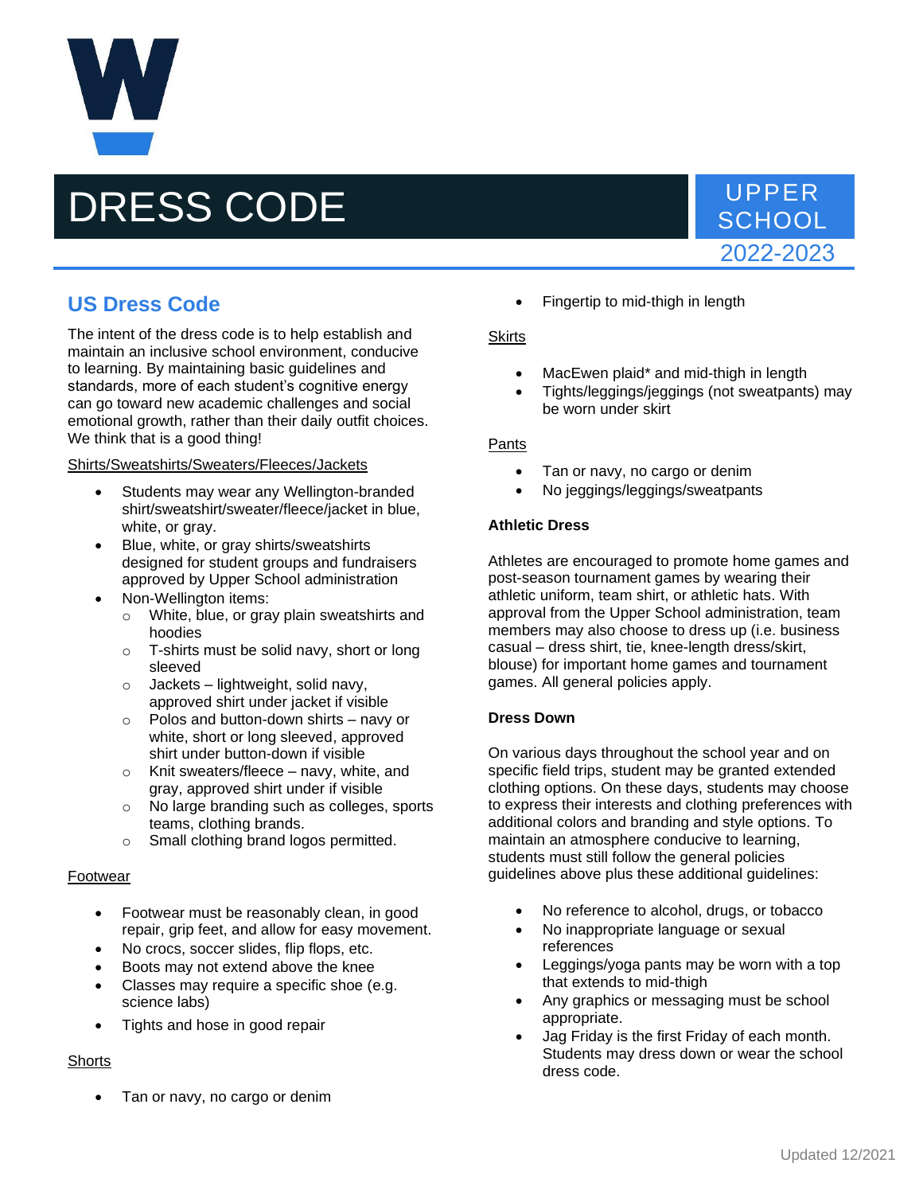# DRESS CODE

UPPER SCHOOL
2022-2023

## US Dress Code

The intent of the dress code is to help establish and maintain an inclusive school environment, conducive to learning. By maintaining basic guidelines and standards, more of each student's cognitive energy can go toward new academic challenges and social emotional growth, rather than their daily outfit choices. We think that is a good thing!

Shirts/Sweatshirts/Sweaters/Fleeces/Jackets

- Students may wear any Wellington-branded shirt/sweatshirt/sweater/fleece/jacket in blue, white, or gray.
- Blue, white, or gray shirts/sweatshirts designed for student groups and fundraisers approved by Upper School administration
- Non-Wellington items:
  - White, blue, or gray plain sweatshirts and hoodies
  - T-shirts must be solid navy, short or long sleeved
  - Jackets – lightweight, solid navy, approved shirt under jacket if visible
  - Polos and button-down shirts – navy or white, short or long sleeved, approved shirt under button-down if visible
  - Knit sweaters/fleece – navy, white, and gray, approved shirt under if visible
  - No large branding such as colleges, sports teams, clothing brands.
  - Small clothing brand logos permitted.

Footwear

- Footwear must be reasonably clean, in good repair, grip feet, and allow for easy movement.
- No crocs, soccer slides, flip flops, etc.
- Boots may not extend above the knee
- Classes may require a specific shoe (e.g. science labs)
- Tights and hose in good repair

Shorts

- Tan or navy, no cargo or denim
- Fingertip to mid-thigh in length

Skirts

- MacEwen plaid* and mid-thigh in length
- Tights/leggings/jeggings (not sweatpants) may be worn under skirt

Pants

- Tan or navy, no cargo or denim
- No jeggings/leggings/sweatpants

**Athletic Dress**

Athletes are encouraged to promote home games and post-season tournament games by wearing their athletic uniform, team shirt, or athletic hats. With approval from the Upper School administration, team members may also choose to dress up (i.e. business casual – dress shirt, tie, knee-length dress/skirt, blouse) for important home games and tournament games. All general policies apply.

**Dress Down**

On various days throughout the school year and on specific field trips, student may be granted extended clothing options. On these days, students may choose to express their interests and clothing preferences with additional colors and branding and style options. To maintain an atmosphere conducive to learning, students must still follow the general policies guidelines above plus these additional guidelines:

- No reference to alcohol, drugs, or tobacco
- No inappropriate language or sexual references
- Leggings/yoga pants may be worn with a top that extends to mid-thigh
- Any graphics or messaging must be school appropriate.
- Jag Friday is the first Friday of each month. Students may dress down or wear the school dress code.

Updated 12/2021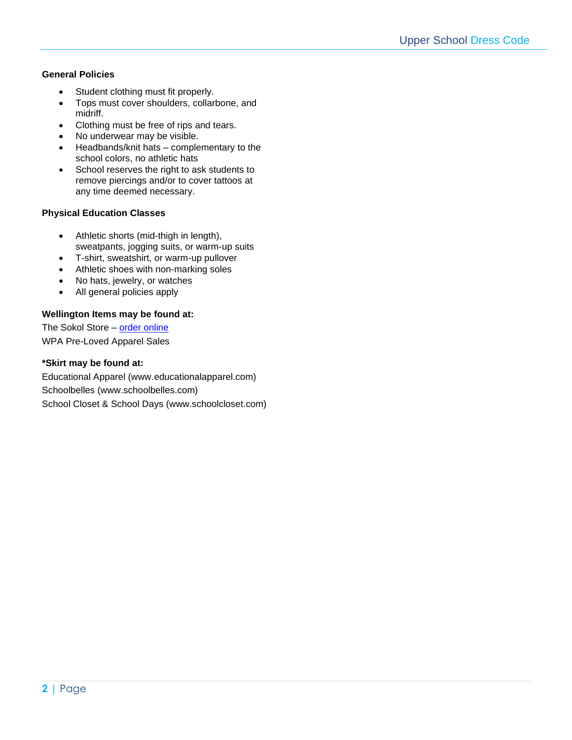**General Policies**

- Student clothing must fit properly.
- Tops must cover shoulders, collarbone, and midriff.
- Clothing must be free of rips and tears.
- No underwear may be visible.
- Headbands/knit hats – complementary to the school colors, no athletic hats
- School reserves the right to ask students to remove piercings and/or to cover tattoos at any time deemed necessary.

**Physical Education Classes**

- Athletic shorts (mid-thigh in length), sweatpants, jogging suits, or warm-up suits
- T-shirt, sweatshirt, or warm-up pullover
- Athletic shoes with non-marking soles
- No hats, jewelry, or watches
- All general policies apply

**Wellington Items may be found at:**

The Sokol Store – order online

WPA Pre-Loved Apparel Sales

***Skirt may be found at:**

Educational Apparel (www.educationalapparel.com)

Schoolbelles (www.schoolbelles.com)

School Closet & School Days (www.schoolcloset.com)